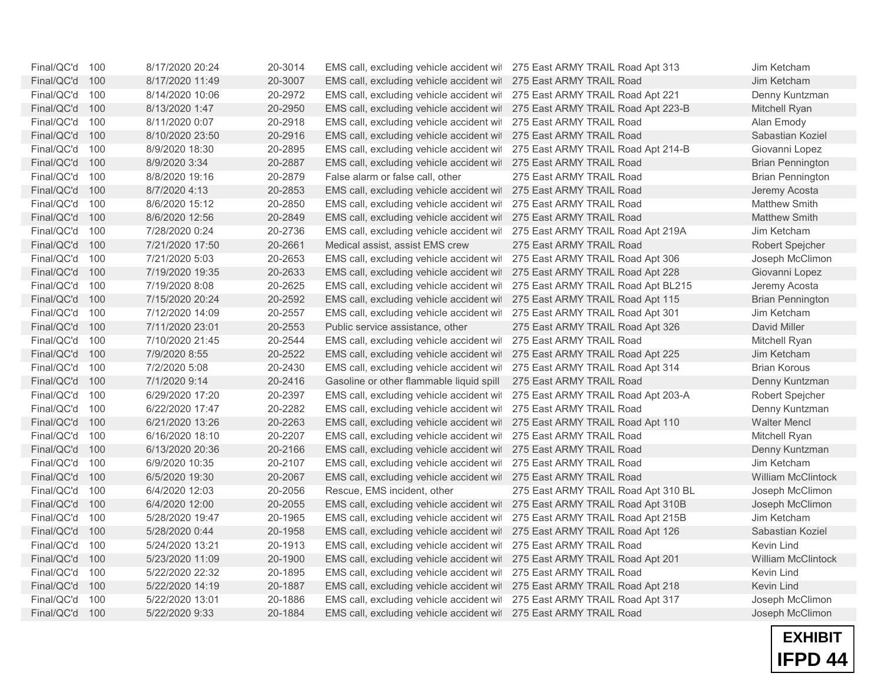| | | | | | | |
|---|---|---|---|---|---|---|
| Final/QC'd | 100 | 8/17/2020 20:24 | 20-3014 | EMS call, excluding vehicle accident wi | 275 East ARMY TRAIL Road Apt 313 | Jim Ketcham |
| Final/QC'd | 100 | 8/17/2020 11:49 | 20-3007 | EMS call, excluding vehicle accident wi | 275 East ARMY TRAIL Road | Jim Ketcham |
| Final/QC'd | 100 | 8/14/2020 10:06 | 20-2972 | EMS call, excluding vehicle accident wi | 275 East ARMY TRAIL Road Apt 221 | Denny Kuntzman |
| Final/QC'd | 100 | 8/13/2020 1:47 | 20-2950 | EMS call, excluding vehicle accident wi | 275 East ARMY TRAIL Road Apt 223-B | Mitchell Ryan |
| Final/QC'd | 100 | 8/11/2020 0:07 | 20-2918 | EMS call, excluding vehicle accident wi | 275 East ARMY TRAIL Road | Alan Emody |
| Final/QC'd | 100 | 8/10/2020 23:50 | 20-2916 | EMS call, excluding vehicle accident wi | 275 East ARMY TRAIL Road | Sabastian Koziel |
| Final/QC'd | 100 | 8/9/2020 18:30 | 20-2895 | EMS call, excluding vehicle accident wi | 275 East ARMY TRAIL Road Apt 214-B | Giovanni Lopez |
| Final/QC'd | 100 | 8/9/2020 3:34 | 20-2887 | EMS call, excluding vehicle accident wi | 275 East ARMY TRAIL Road | Brian Pennington |
| Final/QC'd | 100 | 8/8/2020 19:16 | 20-2879 | False alarm or false call, other | 275 East ARMY TRAIL Road | Brian Pennington |
| Final/QC'd | 100 | 8/7/2020 4:13 | 20-2853 | EMS call, excluding vehicle accident wi | 275 East ARMY TRAIL Road | Jeremy Acosta |
| Final/QC'd | 100 | 8/6/2020 15:12 | 20-2850 | EMS call, excluding vehicle accident wi | 275 East ARMY TRAIL Road | Matthew Smith |
| Final/QC'd | 100 | 8/6/2020 12:56 | 20-2849 | EMS call, excluding vehicle accident wi | 275 East ARMY TRAIL Road | Matthew Smith |
| Final/QC'd | 100 | 7/28/2020 0:24 | 20-2736 | EMS call, excluding vehicle accident wi | 275 East ARMY TRAIL Road Apt 219A | Jim Ketcham |
| Final/QC'd | 100 | 7/21/2020 17:50 | 20-2661 | Medical assist, assist EMS crew | 275 East ARMY TRAIL Road | Robert Spejcher |
| Final/QC'd | 100 | 7/21/2020 5:03 | 20-2653 | EMS call, excluding vehicle accident wi | 275 East ARMY TRAIL Road Apt 306 | Joseph McClimon |
| Final/QC'd | 100 | 7/19/2020 19:35 | 20-2633 | EMS call, excluding vehicle accident wi | 275 East ARMY TRAIL Road Apt 228 | Giovanni Lopez |
| Final/QC'd | 100 | 7/19/2020 8:08 | 20-2625 | EMS call, excluding vehicle accident wi | 275 East ARMY TRAIL Road Apt BL215 | Jeremy Acosta |
| Final/QC'd | 100 | 7/15/2020 20:24 | 20-2592 | EMS call, excluding vehicle accident wi | 275 East ARMY TRAIL Road Apt 115 | Brian Pennington |
| Final/QC'd | 100 | 7/12/2020 14:09 | 20-2557 | EMS call, excluding vehicle accident wi | 275 East ARMY TRAIL Road Apt 301 | Jim Ketcham |
| Final/QC'd | 100 | 7/11/2020 23:01 | 20-2553 | Public service assistance, other | 275 East ARMY TRAIL Road Apt 326 | David Miller |
| Final/QC'd | 100 | 7/10/2020 21:45 | 20-2544 | EMS call, excluding vehicle accident wi | 275 East ARMY TRAIL Road | Mitchell Ryan |
| Final/QC'd | 100 | 7/9/2020 8:55 | 20-2522 | EMS call, excluding vehicle accident wi | 275 East ARMY TRAIL Road Apt 225 | Jim Ketcham |
| Final/QC'd | 100 | 7/2/2020 5:08 | 20-2430 | EMS call, excluding vehicle accident wi | 275 East ARMY TRAIL Road Apt 314 | Brian Korous |
| Final/QC'd | 100 | 7/1/2020 9:14 | 20-2416 | Gasoline or other flammable liquid spill | 275 East ARMY TRAIL Road | Denny Kuntzman |
| Final/QC'd | 100 | 6/29/2020 17:20 | 20-2397 | EMS call, excluding vehicle accident wi | 275 East ARMY TRAIL Road Apt 203-A | Robert Spejcher |
| Final/QC'd | 100 | 6/22/2020 17:47 | 20-2282 | EMS call, excluding vehicle accident wi | 275 East ARMY TRAIL Road | Denny Kuntzman |
| Final/QC'd | 100 | 6/21/2020 13:26 | 20-2263 | EMS call, excluding vehicle accident wi | 275 East ARMY TRAIL Road Apt 110 | Walter Mencl |
| Final/QC'd | 100 | 6/16/2020 18:10 | 20-2207 | EMS call, excluding vehicle accident wi | 275 East ARMY TRAIL Road | Mitchell Ryan |
| Final/QC'd | 100 | 6/13/2020 20:36 | 20-2166 | EMS call, excluding vehicle accident wi | 275 East ARMY TRAIL Road | Denny Kuntzman |
| Final/QC'd | 100 | 6/9/2020 10:35 | 20-2107 | EMS call, excluding vehicle accident wi | 275 East ARMY TRAIL Road | Jim Ketcham |
| Final/QC'd | 100 | 6/5/2020 19:30 | 20-2067 | EMS call, excluding vehicle accident wi | 275 East ARMY TRAIL Road | William McClintock |
| Final/QC'd | 100 | 6/4/2020 12:03 | 20-2056 | Rescue, EMS incident, other | 275 East ARMY TRAIL Road Apt 310 BL | Joseph McClimon |
| Final/QC'd | 100 | 6/4/2020 12:00 | 20-2055 | EMS call, excluding vehicle accident wi | 275 East ARMY TRAIL Road Apt 310B | Joseph McClimon |
| Final/QC'd | 100 | 5/28/2020 19:47 | 20-1965 | EMS call, excluding vehicle accident wi | 275 East ARMY TRAIL Road Apt 215B | Jim Ketcham |
| Final/QC'd | 100 | 5/28/2020 0:44 | 20-1958 | EMS call, excluding vehicle accident wi | 275 East ARMY TRAIL Road Apt 126 | Sabastian Koziel |
| Final/QC'd | 100 | 5/24/2020 13:21 | 20-1913 | EMS call, excluding vehicle accident wi | 275 East ARMY TRAIL Road | Kevin Lind |
| Final/QC'd | 100 | 5/23/2020 11:09 | 20-1900 | EMS call, excluding vehicle accident wi | 275 East ARMY TRAIL Road Apt 201 | William McClintock |
| Final/QC'd | 100 | 5/22/2020 22:32 | 20-1895 | EMS call, excluding vehicle accident wi | 275 East ARMY TRAIL Road | Kevin Lind |
| Final/QC'd | 100 | 5/22/2020 14:19 | 20-1887 | EMS call, excluding vehicle accident wi | 275 East ARMY TRAIL Road Apt 218 | Kevin Lind |
| Final/QC'd | 100 | 5/22/2020 13:01 | 20-1886 | EMS call, excluding vehicle accident wi | 275 East ARMY TRAIL Road Apt 317 | Joseph McClimon |
| Final/QC'd | 100 | 5/22/2020 9:33 | 20-1884 | EMS call, excluding vehicle accident wi | 275 East ARMY TRAIL Road | Joseph McClimon |

**EXHIBIT**
**IFPD 44**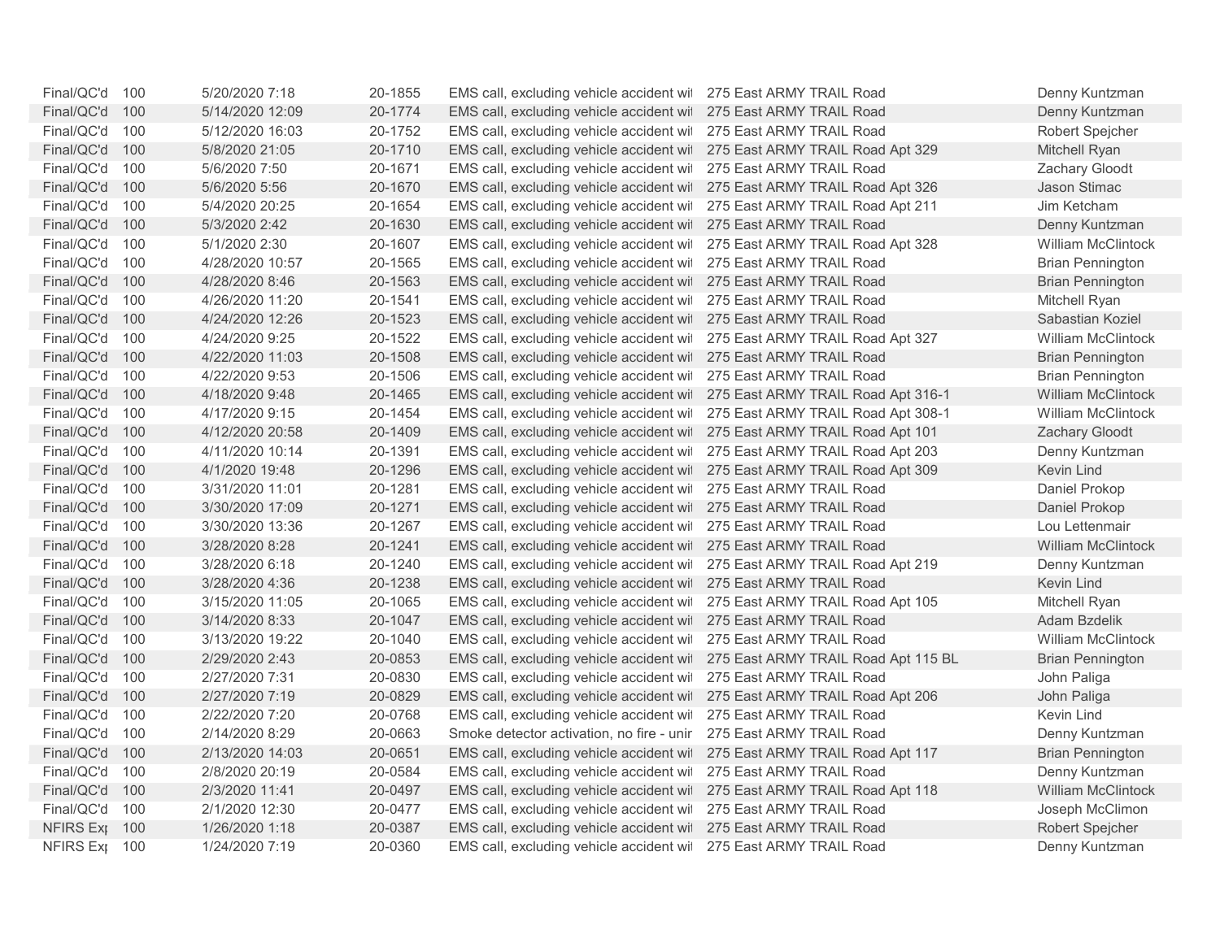| | | | | | | |
|---|---|---|---|---|---|---|
| Final/QC'd | 100 | 5/20/2020 7:18 | 20-1855 | EMS call, excluding vehicle accident wit | 275 East ARMY TRAIL Road | Denny Kuntzman |
| Final/QC'd | 100 | 5/14/2020 12:09 | 20-1774 | EMS call, excluding vehicle accident wit | 275 East ARMY TRAIL Road | Denny Kuntzman |
| Final/QC'd | 100 | 5/12/2020 16:03 | 20-1752 | EMS call, excluding vehicle accident wit | 275 East ARMY TRAIL Road | Robert Spejcher |
| Final/QC'd | 100 | 5/8/2020 21:05 | 20-1710 | EMS call, excluding vehicle accident wit | 275 East ARMY TRAIL Road Apt 329 | Mitchell Ryan |
| Final/QC'd | 100 | 5/6/2020 7:50 | 20-1671 | EMS call, excluding vehicle accident wit | 275 East ARMY TRAIL Road | Zachary Gloodt |
| Final/QC'd | 100 | 5/6/2020 5:56 | 20-1670 | EMS call, excluding vehicle accident wit | 275 East ARMY TRAIL Road Apt 326 | Jason Stimac |
| Final/QC'd | 100 | 5/4/2020 20:25 | 20-1654 | EMS call, excluding vehicle accident wit | 275 East ARMY TRAIL Road Apt 211 | Jim Ketcham |
| Final/QC'd | 100 | 5/3/2020 2:42 | 20-1630 | EMS call, excluding vehicle accident wit | 275 East ARMY TRAIL Road | Denny Kuntzman |
| Final/QC'd | 100 | 5/1/2020 2:30 | 20-1607 | EMS call, excluding vehicle accident wit | 275 East ARMY TRAIL Road Apt 328 | William McClintock |
| Final/QC'd | 100 | 4/28/2020 10:57 | 20-1565 | EMS call, excluding vehicle accident wit | 275 East ARMY TRAIL Road | Brian Pennington |
| Final/QC'd | 100 | 4/28/2020 8:46 | 20-1563 | EMS call, excluding vehicle accident wit | 275 East ARMY TRAIL Road | Brian Pennington |
| Final/QC'd | 100 | 4/26/2020 11:20 | 20-1541 | EMS call, excluding vehicle accident wit | 275 East ARMY TRAIL Road | Mitchell Ryan |
| Final/QC'd | 100 | 4/24/2020 12:26 | 20-1523 | EMS call, excluding vehicle accident wit | 275 East ARMY TRAIL Road | Sabastian Koziel |
| Final/QC'd | 100 | 4/24/2020 9:25 | 20-1522 | EMS call, excluding vehicle accident wit | 275 East ARMY TRAIL Road Apt 327 | William McClintock |
| Final/QC'd | 100 | 4/22/2020 11:03 | 20-1508 | EMS call, excluding vehicle accident wit | 275 East ARMY TRAIL Road | Brian Pennington |
| Final/QC'd | 100 | 4/22/2020 9:53 | 20-1506 | EMS call, excluding vehicle accident wit | 275 East ARMY TRAIL Road | Brian Pennington |
| Final/QC'd | 100 | 4/18/2020 9:48 | 20-1465 | EMS call, excluding vehicle accident wit | 275 East ARMY TRAIL Road Apt 316-1 | William McClintock |
| Final/QC'd | 100 | 4/17/2020 9:15 | 20-1454 | EMS call, excluding vehicle accident wit | 275 East ARMY TRAIL Road Apt 308-1 | William McClintock |
| Final/QC'd | 100 | 4/12/2020 20:58 | 20-1409 | EMS call, excluding vehicle accident wit | 275 East ARMY TRAIL Road Apt 101 | Zachary Gloodt |
| Final/QC'd | 100 | 4/11/2020 10:14 | 20-1391 | EMS call, excluding vehicle accident wit | 275 East ARMY TRAIL Road Apt 203 | Denny Kuntzman |
| Final/QC'd | 100 | 4/1/2020 19:48 | 20-1296 | EMS call, excluding vehicle accident wit | 275 East ARMY TRAIL Road Apt 309 | Kevin Lind |
| Final/QC'd | 100 | 3/31/2020 11:01 | 20-1281 | EMS call, excluding vehicle accident wit | 275 East ARMY TRAIL Road | Daniel Prokop |
| Final/QC'd | 100 | 3/30/2020 17:09 | 20-1271 | EMS call, excluding vehicle accident wit | 275 East ARMY TRAIL Road | Daniel Prokop |
| Final/QC'd | 100 | 3/30/2020 13:36 | 20-1267 | EMS call, excluding vehicle accident wit | 275 East ARMY TRAIL Road | Lou Lettenmair |
| Final/QC'd | 100 | 3/28/2020 8:28 | 20-1241 | EMS call, excluding vehicle accident wit | 275 East ARMY TRAIL Road | William McClintock |
| Final/QC'd | 100 | 3/28/2020 6:18 | 20-1240 | EMS call, excluding vehicle accident wit | 275 East ARMY TRAIL Road Apt 219 | Denny Kuntzman |
| Final/QC'd | 100 | 3/28/2020 4:36 | 20-1238 | EMS call, excluding vehicle accident wit | 275 East ARMY TRAIL Road | Kevin Lind |
| Final/QC'd | 100 | 3/15/2020 11:05 | 20-1065 | EMS call, excluding vehicle accident wit | 275 East ARMY TRAIL Road Apt 105 | Mitchell Ryan |
| Final/QC'd | 100 | 3/14/2020 8:33 | 20-1047 | EMS call, excluding vehicle accident wit | 275 East ARMY TRAIL Road | Adam Bzdelik |
| Final/QC'd | 100 | 3/13/2020 19:22 | 20-1040 | EMS call, excluding vehicle accident wit | 275 East ARMY TRAIL Road | William McClintock |
| Final/QC'd | 100 | 2/29/2020 2:43 | 20-0853 | EMS call, excluding vehicle accident wit | 275 East ARMY TRAIL Road Apt 115 BL | Brian Pennington |
| Final/QC'd | 100 | 2/27/2020 7:31 | 20-0830 | EMS call, excluding vehicle accident wit | 275 East ARMY TRAIL Road | John Paliga |
| Final/QC'd | 100 | 2/27/2020 7:19 | 20-0829 | EMS call, excluding vehicle accident wit | 275 East ARMY TRAIL Road Apt 206 | John Paliga |
| Final/QC'd | 100 | 2/22/2020 7:20 | 20-0768 | EMS call, excluding vehicle accident wit | 275 East ARMY TRAIL Road | Kevin Lind |
| Final/QC'd | 100 | 2/14/2020 8:29 | 20-0663 | Smoke detector activation, no fire - unir | 275 East ARMY TRAIL Road | Denny Kuntzman |
| Final/QC'd | 100 | 2/13/2020 14:03 | 20-0651 | EMS call, excluding vehicle accident wit | 275 East ARMY TRAIL Road Apt 117 | Brian Pennington |
| Final/QC'd | 100 | 2/8/2020 20:19 | 20-0584 | EMS call, excluding vehicle accident wit | 275 East ARMY TRAIL Road | Denny Kuntzman |
| Final/QC'd | 100 | 2/3/2020 11:41 | 20-0497 | EMS call, excluding vehicle accident wit | 275 East ARMY TRAIL Road Apt 118 | William McClintock |
| Final/QC'd | 100 | 2/1/2020 12:30 | 20-0477 | EMS call, excluding vehicle accident wit | 275 East ARMY TRAIL Road | Joseph McClimon |
| NFIRS Exp | 100 | 1/26/2020 1:18 | 20-0387 | EMS call, excluding vehicle accident wit | 275 East ARMY TRAIL Road | Robert Spejcher |
| NFIRS Exp | 100 | 1/24/2020 7:19 | 20-0360 | EMS call, excluding vehicle accident wit | 275 East ARMY TRAIL Road | Denny Kuntzman |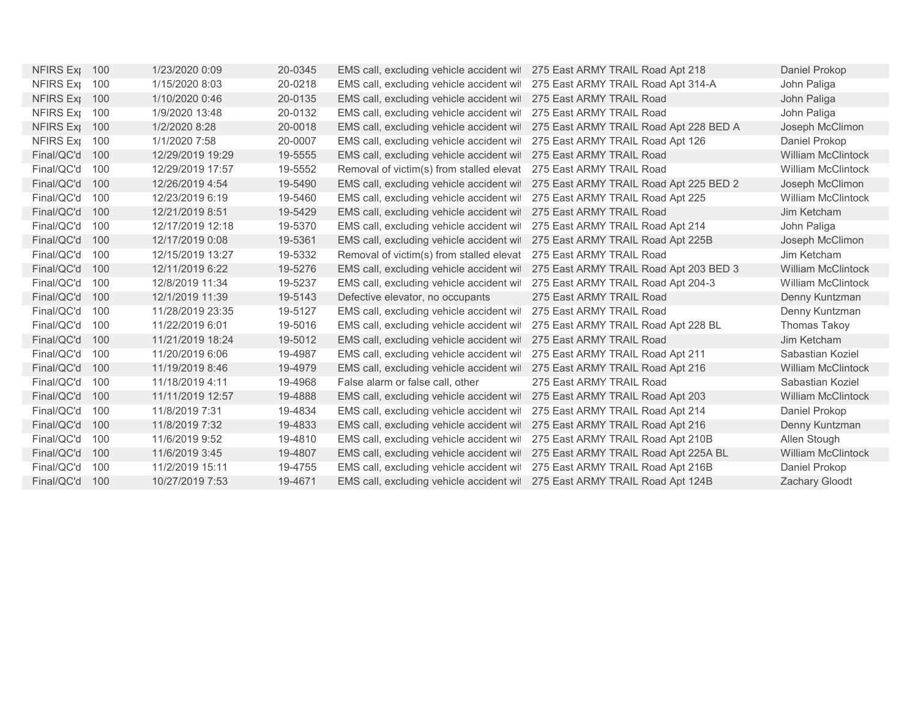| | | | | | | |
|---|---|---|---|---|---|---|
| NFIRS Ex | 100 | 1/23/2020 0:09 | 20-0345 | EMS call, excluding vehicle accident wi | 275 East ARMY TRAIL Road Apt 218 | Daniel Prokop |
| NFIRS Ex | 100 | 1/15/2020 8:03 | 20-0218 | EMS call, excluding vehicle accident wi | 275 East ARMY TRAIL Road Apt 314-A | John Paliga |
| NFIRS Ex | 100 | 1/10/2020 0:46 | 20-0135 | EMS call, excluding vehicle accident wi | 275 East ARMY TRAIL Road | John Paliga |
| NFIRS Ex | 100 | 1/9/2020 13:48 | 20-0132 | EMS call, excluding vehicle accident wi | 275 East ARMY TRAIL Road | John Paliga |
| NFIRS Ex | 100 | 1/2/2020 8:28 | 20-0018 | EMS call, excluding vehicle accident wi | 275 East ARMY TRAIL Road Apt 228 BED A | Joseph McClimon |
| NFIRS Ex | 100 | 1/1/2020 7:58 | 20-0007 | EMS call, excluding vehicle accident wi | 275 East ARMY TRAIL Road Apt 126 | Daniel Prokop |
| Final/QC'd | 100 | 12/29/2019 19:29 | 19-5555 | EMS call, excluding vehicle accident wi | 275 East ARMY TRAIL Road | William McClintock |
| Final/QC'd | 100 | 12/29/2019 17:57 | 19-5552 | Removal of victim(s) from stalled elevat | 275 East ARMY TRAIL Road | William McClintock |
| Final/QC'd | 100 | 12/26/2019 4:54 | 19-5490 | EMS call, excluding vehicle accident wi | 275 East ARMY TRAIL Road Apt 225 BED 2 | Joseph McClimon |
| Final/QC'd | 100 | 12/23/2019 6:19 | 19-5460 | EMS call, excluding vehicle accident wi | 275 East ARMY TRAIL Road Apt 225 | William McClintock |
| Final/QC'd | 100 | 12/21/2019 8:51 | 19-5429 | EMS call, excluding vehicle accident wi | 275 East ARMY TRAIL Road | Jim Ketcham |
| Final/QC'd | 100 | 12/17/2019 12:18 | 19-5370 | EMS call, excluding vehicle accident wi | 275 East ARMY TRAIL Road Apt 214 | John Paliga |
| Final/QC'd | 100 | 12/17/2019 0:08 | 19-5361 | EMS call, excluding vehicle accident wi | 275 East ARMY TRAIL Road Apt 225B | Joseph McClimon |
| Final/QC'd | 100 | 12/15/2019 13:27 | 19-5332 | Removal of victim(s) from stalled elevat | 275 East ARMY TRAIL Road | Jim Ketcham |
| Final/QC'd | 100 | 12/11/2019 6:22 | 19-5276 | EMS call, excluding vehicle accident wi | 275 East ARMY TRAIL Road Apt 203 BED 3 | William McClintock |
| Final/QC'd | 100 | 12/8/2019 11:34 | 19-5237 | EMS call, excluding vehicle accident wi | 275 East ARMY TRAIL Road Apt 204-3 | William McClintock |
| Final/QC'd | 100 | 12/1/2019 11:39 | 19-5143 | Defective elevator, no occupants | 275 East ARMY TRAIL Road | Denny Kuntzman |
| Final/QC'd | 100 | 11/28/2019 23:35 | 19-5127 | EMS call, excluding vehicle accident wi | 275 East ARMY TRAIL Road | Denny Kuntzman |
| Final/QC'd | 100 | 11/22/2019 6:01 | 19-5016 | EMS call, excluding vehicle accident wi | 275 East ARMY TRAIL Road Apt 228 BL | Thomas Takoy |
| Final/QC'd | 100 | 11/21/2019 18:24 | 19-5012 | EMS call, excluding vehicle accident wi | 275 East ARMY TRAIL Road | Jim Ketcham |
| Final/QC'd | 100 | 11/20/2019 6:06 | 19-4987 | EMS call, excluding vehicle accident wi | 275 East ARMY TRAIL Road Apt 211 | Sabastian Koziel |
| Final/QC'd | 100 | 11/19/2019 8:46 | 19-4979 | EMS call, excluding vehicle accident wi | 275 East ARMY TRAIL Road Apt 216 | William McClintock |
| Final/QC'd | 100 | 11/18/2019 4:11 | 19-4968 | False alarm or false call, other | 275 East ARMY TRAIL Road | Sabastian Koziel |
| Final/QC'd | 100 | 11/11/2019 12:57 | 19-4888 | EMS call, excluding vehicle accident wi | 275 East ARMY TRAIL Road Apt 203 | William McClintock |
| Final/QC'd | 100 | 11/8/2019 7:31 | 19-4834 | EMS call, excluding vehicle accident wi | 275 East ARMY TRAIL Road Apt 214 | Daniel Prokop |
| Final/QC'd | 100 | 11/8/2019 7:32 | 19-4833 | EMS call, excluding vehicle accident wi | 275 East ARMY TRAIL Road Apt 216 | Denny Kuntzman |
| Final/QC'd | 100 | 11/6/2019 9:52 | 19-4810 | EMS call, excluding vehicle accident wi | 275 East ARMY TRAIL Road Apt 210B | Allen Stough |
| Final/QC'd | 100 | 11/6/2019 3:45 | 19-4807 | EMS call, excluding vehicle accident wi | 275 East ARMY TRAIL Road Apt 225A BL | William McClintock |
| Final/QC'd | 100 | 11/2/2019 15:11 | 19-4755 | EMS call, excluding vehicle accident wi | 275 East ARMY TRAIL Road Apt 216B | Daniel Prokop |
| Final/QC'd | 100 | 10/27/2019 7:53 | 19-4671 | EMS call, excluding vehicle accident wi | 275 East ARMY TRAIL Road Apt 124B | Zachary Gloodt |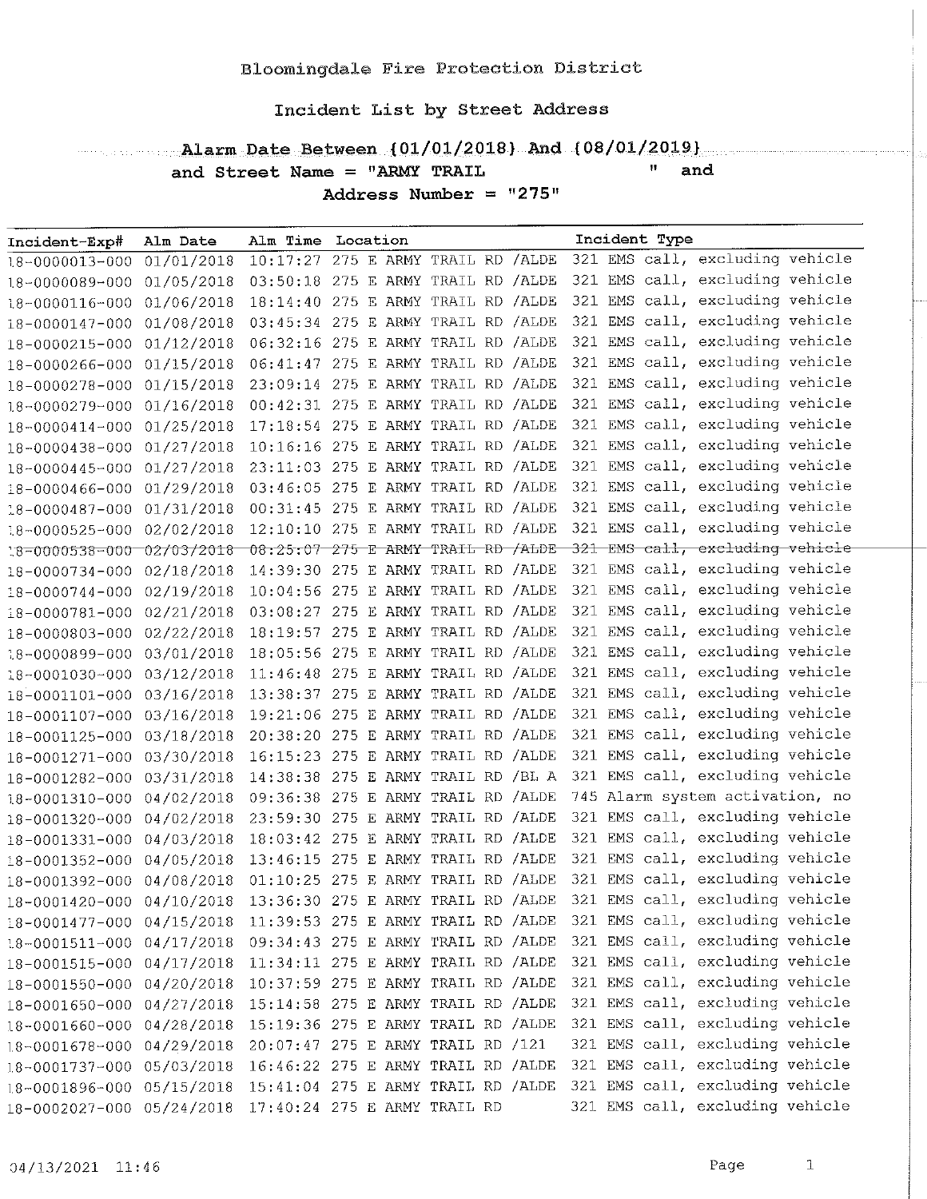Bloomingdale Fire Protection District

Incident List by Street Address

**Alarm Date Between {01/01/2018} And {08/01/2019}**
**and Street Name = "ARMY TRAIL " and**
**Address Number = "275"**

| Incident-Exp# | Alm Date | Alm Time | Location | Incident Type |
|---|---|---|---|---|
| 18-0000013-000 | 01/01/2018 | 10:17:27 | 275 E ARMY TRAIL RD /ALDE | 321 EMS call, excluding vehicle |
| 18-0000089-000 | 01/05/2018 | 03:50:18 | 275 E ARMY TRAIL RD /ALDE | 321 EMS call, excluding vehicle |
| 18-0000116-000 | 01/06/2018 | 18:14:40 | 275 E ARMY TRAIL RD /ALDE | 321 EMS call, excluding vehicle |
| 18-0000147-000 | 01/08/2018 | 03:45:34 | 275 E ARMY TRAIL RD /ALDE | 321 EMS call, excluding vehicle |
| 18-0000215-000 | 01/12/2018 | 06:32:16 | 275 E ARMY TRAIL RD /ALDE | 321 EMS call, excluding vehicle |
| 18-0000266-000 | 01/15/2018 | 06:41:47 | 275 E ARMY TRAIL RD /ALDE | 321 EMS call, excluding vehicle |
| 18-0000278-000 | 01/15/2018 | 23:09:14 | 275 E ARMY TRAIL RD /ALDE | 321 EMS call, excluding vehicle |
| 18-0000279-000 | 01/16/2018 | 00:42:31 | 275 E ARMY TRAIL RD /ALDE | 321 EMS call, excluding vehicle |
| 18-0000414-000 | 01/25/2018 | 17:18:54 | 275 E ARMY TRAIL RD /ALDE | 321 EMS call, excluding vehicle |
| 18-0000438-000 | 01/27/2018 | 10:16:16 | 275 E ARMY TRAIL RD /ALDE | 321 EMS call, excluding vehicle |
| 18-0000445-000 | 01/27/2018 | 23:11:03 | 275 E ARMY TRAIL RD /ALDE | 321 EMS call, excluding vehicle |
| 18-0000466-000 | 01/29/2018 | 03:46:05 | 275 E ARMY TRAIL RD /ALDE | 321 EMS call, excluding vehicle |
| 18-0000487-000 | 01/31/2018 | 00:31:45 | 275 E ARMY TRAIL RD /ALDE | 321 EMS call, excluding vehicle |
| 18-0000525-000 | 02/02/2018 | 12:10:10 | 275 E ARMY TRAIL RD /ALDE | 321 EMS call, excluding vehicle |
| ~~18-0000538-000~~ | ~~02/03/2018~~ | ~~08:25:07~~ | ~~275 E ARMY TRAIL RD /ALDE~~ | ~~321 EMS call, excluding vehicle~~ |
| 18-0000734-000 | 02/18/2018 | 14:39:30 | 275 E ARMY TRAIL RD /ALDE | 321 EMS call, excluding vehicle |
| 18-0000744-000 | 02/19/2018 | 10:04:56 | 275 E ARMY TRAIL RD /ALDE | 321 EMS call, excluding vehicle |
| 18-0000781-000 | 02/21/2018 | 03:08:27 | 275 E ARMY TRAIL RD /ALDE | 321 EMS call, excluding vehicle |
| 18-0000803-000 | 02/22/2018 | 18:19:57 | 275 E ARMY TRAIL RD /ALDE | 321 EMS call, excluding vehicle |
| 18-0000899-000 | 03/01/2018 | 18:05:56 | 275 E ARMY TRAIL RD /ALDE | 321 EMS call, excluding vehicle |
| 18-0001030-000 | 03/12/2018 | 11:46:48 | 275 E ARMY TRAIL RD /ALDE | 321 EMS call, excluding vehicle |
| 18-0001101-000 | 03/16/2018 | 13:38:37 | 275 E ARMY TRAIL RD /ALDE | 321 EMS call, excluding vehicle |
| 18-0001107-000 | 03/16/2018 | 19:21:06 | 275 E ARMY TRAIL RD /ALDE | 321 EMS call, excluding vehicle |
| 18-0001125-000 | 03/18/2018 | 20:38:20 | 275 E ARMY TRAIL RD /ALDE | 321 EMS call, excluding vehicle |
| 18-0001271-000 | 03/30/2018 | 16:15:23 | 275 E ARMY TRAIL RD /ALDE | 321 EMS call, excluding vehicle |
| 18-0001282-000 | 03/31/2018 | 14:38:38 | 275 E ARMY TRAIL RD /BL A | 321 EMS call, excluding vehicle |
| 18-0001310-000 | 04/02/2018 | 09:36:38 | 275 E ARMY TRAIL RD /ALDE | 745 Alarm system activation, no |
| 18-0001320-000 | 04/02/2018 | 23:59:30 | 275 E ARMY TRAIL RD /ALDE | 321 EMS call, excluding vehicle |
| 18-0001331-000 | 04/03/2018 | 18:03:42 | 275 E ARMY TRAIL RD /ALDE | 321 EMS call, excluding vehicle |
| 18-0001352-000 | 04/05/2018 | 13:46:15 | 275 E ARMY TRAIL RD /ALDE | 321 EMS call, excluding vehicle |
| 18-0001392-000 | 04/08/2018 | 01:10:25 | 275 E ARMY TRAIL RD /ALDE | 321 EMS call, excluding vehicle |
| 18-0001420-000 | 04/10/2018 | 13:36:30 | 275 E ARMY TRAIL RD /ALDE | 321 EMS call, excluding vehicle |
| 18-0001477-000 | 04/15/2018 | 11:39:53 | 275 E ARMY TRAIL RD /ALDE | 321 EMS call, excluding vehicle |
| 18-0001511-000 | 04/17/2018 | 09:34:43 | 275 E ARMY TRAIL RD /ALDE | 321 EMS call, excluding vehicle |
| 18-0001515-000 | 04/17/2018 | 11:34:11 | 275 E ARMY TRAIL RD /ALDE | 321 EMS call, excluding vehicle |
| 18-0001550-000 | 04/20/2018 | 10:37:59 | 275 E ARMY TRAIL RD /ALDE | 321 EMS call, excluding vehicle |
| 18-0001650-000 | 04/27/2018 | 15:14:58 | 275 E ARMY TRAIL RD /ALDE | 321 EMS call, excluding vehicle |
| 18-0001660-000 | 04/28/2018 | 15:19:36 | 275 E ARMY TRAIL RD /ALDE | 321 EMS call, excluding vehicle |
| 18-0001678-000 | 04/29/2018 | 20:07:47 | 275 E ARMY TRAIL RD /121 | 321 EMS call, excluding vehicle |
| 18-0001737-000 | 05/03/2018 | 16:46:22 | 275 E ARMY TRAIL RD /ALDE | 321 EMS call, excluding vehicle |
| 18-0001896-000 | 05/15/2018 | 15:41:04 | 275 E ARMY TRAIL RD /ALDE | 321 EMS call, excluding vehicle |
| 18-0002027-000 | 05/24/2018 | 17:40:24 | 275 E ARMY TRAIL RD | 321 EMS call, excluding vehicle |

04/13/2021 11:46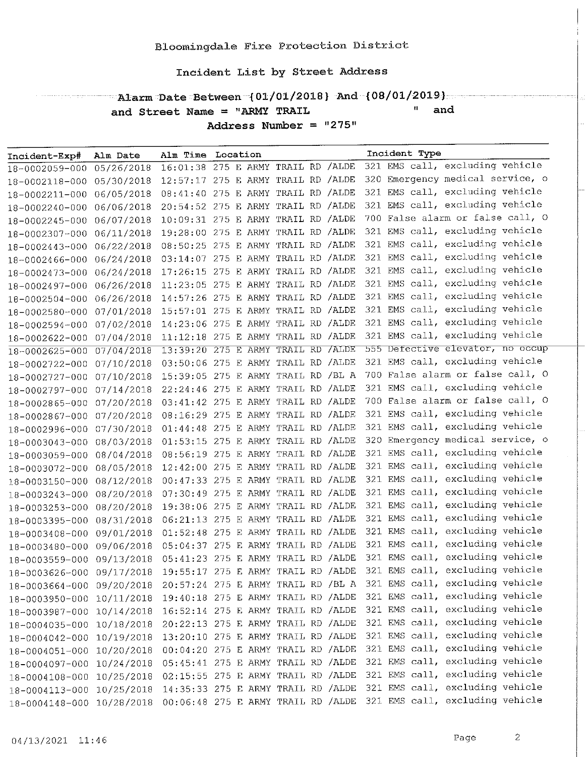# Bloomingdale Fire Protection District

## Incident List by Street Address

**Alarm Date Between {01/01/2018} And {08/01/2019}**
**and Street Name = "ARMY TRAIL " and**
**Address Number = "275"**

| Incident-Exp# | Alm Date | Alm Time | Location | Incident Type |
|---|---|---|---|---|
| 18-0002059-000 | 05/26/2018 | 16:01:38 | 275 E ARMY TRAIL RD /ALDE | 321 EMS call, excluding vehicle |
| 18-0002118-000 | 05/30/2018 | 12:57:17 | 275 E ARMY TRAIL RD /ALDE | 320 Emergency medical service, o |
| 18-0002211-000 | 06/05/2018 | 08:41:40 | 275 E ARMY TRAIL RD /ALDE | 321 EMS call, excluding vehicle |
| 18-0002240-000 | 06/06/2018 | 20:54:52 | 275 E ARMY TRAIL RD /ALDE | 321 EMS call, excluding vehicle |
| 18-0002245-000 | 06/07/2018 | 10:09:31 | 275 E ARMY TRAIL RD /ALDE | 700 False alarm or false call, O |
| 18-0002307-000 | 06/11/2018 | 19:28:00 | 275 E ARMY TRAIL RD /ALDE | 321 EMS call, excluding vehicle |
| 18-0002443-000 | 06/22/2018 | 08:50:25 | 275 E ARMY TRAIL RD /ALDE | 321 EMS call, excluding vehicle |
| 18-0002466-000 | 06/24/2018 | 03:14:07 | 275 E ARMY TRAIL RD /ALDE | 321 EMS call, excluding vehicle |
| 18-0002473-000 | 06/24/2018 | 17:26:15 | 275 E ARMY TRAIL RD /ALDE | 321 EMS call, excluding vehicle |
| 18-0002497-000 | 06/26/2018 | 11:23:05 | 275 E ARMY TRAIL RD /ALDE | 321 EMS call, excluding vehicle |
| 18-0002504-000 | 06/26/2018 | 14:57:26 | 275 E ARMY TRAIL RD /ALDE | 321 EMS call, excluding vehicle |
| 18-0002580-000 | 07/01/2018 | 15:57:01 | 275 E ARMY TRAIL RD /ALDE | 321 EMS call, excluding vehicle |
| 18-0002594-000 | 07/02/2018 | 14:23:06 | 275 E ARMY TRAIL RD /ALDE | 321 EMS call, excluding vehicle |
| 18-0002622-000 | 07/04/2018 | 11:12:18 | 275 E ARMY TRAIL RD /ALDE | 321 EMS call, excluding vehicle |
| 18-0002625-000 | 07/04/2018 | 13:39:20 | 275 E ARMY TRAIL RD /ALDE | 555 Defective elevator, no occup |
| 18-0002722-000 | 07/10/2018 | 03:50:06 | 275 E ARMY TRAIL RD /ALDE | 321 EMS call, excluding vehicle |
| 18-0002727-000 | 07/10/2018 | 15:39:05 | 275 E ARMY TRAIL RD /BL A | 700 False alarm or false call, O |
| 18-0002797-000 | 07/14/2018 | 22:24:46 | 275 E ARMY TRAIL RD /ALDE | 321 EMS call, excluding vehicle |
| 18-0002865-000 | 07/20/2018 | 03:41:42 | 275 E ARMY TRAIL RD /ALDE | 700 False alarm or false call, O |
| 18-0002867-000 | 07/20/2018 | 08:16:29 | 275 E ARMY TRAIL RD /ALDE | 321 EMS call, excluding vehicle |
| 18-0002996-000 | 07/30/2018 | 01:44:48 | 275 E ARMY TRAIL RD /ALDE | 321 EMS call, excluding vehicle |
| 18-0003043-000 | 08/03/2018 | 01:53:15 | 275 E ARMY TRAIL RD /ALDE | 320 Emergency medical service, o |
| 18-0003059-000 | 08/04/2018 | 08:56:19 | 275 E ARMY TRAIL RD /ALDE | 321 EMS call, excluding vehicle |
| 18-0003072-000 | 08/05/2018 | 12:42:00 | 275 E ARMY TRAIL RD /ALDE | 321 EMS call, excluding vehicle |
| 18-0003150-000 | 08/12/2018 | 00:47:33 | 275 E ARMY TRAIL RD /ALDE | 321 EMS call, excluding vehicle |
| 18-0003243-000 | 08/20/2018 | 07:30:49 | 275 E ARMY TRAIL RD /ALDE | 321 EMS call, excluding vehicle |
| 18-0003253-000 | 08/20/2018 | 19:38:06 | 275 E ARMY TRAIL RD /ALDE | 321 EMS call, excluding vehicle |
| 18-0003395-000 | 08/31/2018 | 06:21:13 | 275 E ARMY TRAIL RD /ALDE | 321 EMS call, excluding vehicle |
| 18-0003408-000 | 09/01/2018 | 01:52:48 | 275 E ARMY TRAIL RD /ALDE | 321 EMS call, excluding vehicle |
| 18-0003480-000 | 09/06/2018 | 05:04:37 | 275 E ARMY TRAIL RD /ALDE | 321 EMS call, excluding vehicle |
| 18-0003559-000 | 09/13/2018 | 05:41:23 | 275 E ARMY TRAIL RD /ALDE | 321 EMS call, excluding vehicle |
| 18-0003626-000 | 09/17/2018 | 19:55:17 | 275 E ARMY TRAIL RD /ALDE | 321 EMS call, excluding vehicle |
| 18-0003664-000 | 09/20/2018 | 20:57:24 | 275 E ARMY TRAIL RD /BL A | 321 EMS call, excluding vehicle |
| 18-0003950-000 | 10/11/2018 | 19:40:18 | 275 E ARMY TRAIL RD /ALDE | 321 EMS call, excluding vehicle |
| 18-0003987-000 | 10/14/2018 | 16:52:14 | 275 E ARMY TRAIL RD /ALDE | 321 EMS call, excluding vehicle |
| 18-0004035-000 | 10/18/2018 | 20:22:13 | 275 E ARMY TRAIL RD /ALDE | 321 EMS call, excluding vehicle |
| 18-0004042-000 | 10/19/2018 | 13:20:10 | 275 E ARMY TRAIL RD /ALDE | 321 EMS call, excluding vehicle |
| 18-0004051-000 | 10/20/2018 | 00:04:20 | 275 E ARMY TRAIL RD /ALDE | 321 EMS call, excluding vehicle |
| 18-0004097-000 | 10/24/2018 | 05:45:41 | 275 E ARMY TRAIL RD /ALDE | 321 EMS call, excluding vehicle |
| 18-0004108-000 | 10/25/2018 | 02:15:55 | 275 E ARMY TRAIL RD /ALDE | 321 EMS call, excluding vehicle |
| 18-0004113-000 | 10/25/2018 | 14:35:33 | 275 E ARMY TRAIL RD /ALDE | 321 EMS call, excluding vehicle |
| 18-0004148-000 | 10/28/2018 | 00:06:48 | 275 E ARMY TRAIL RD /ALDE | 321 EMS call, excluding vehicle |

04/13/2021 11:46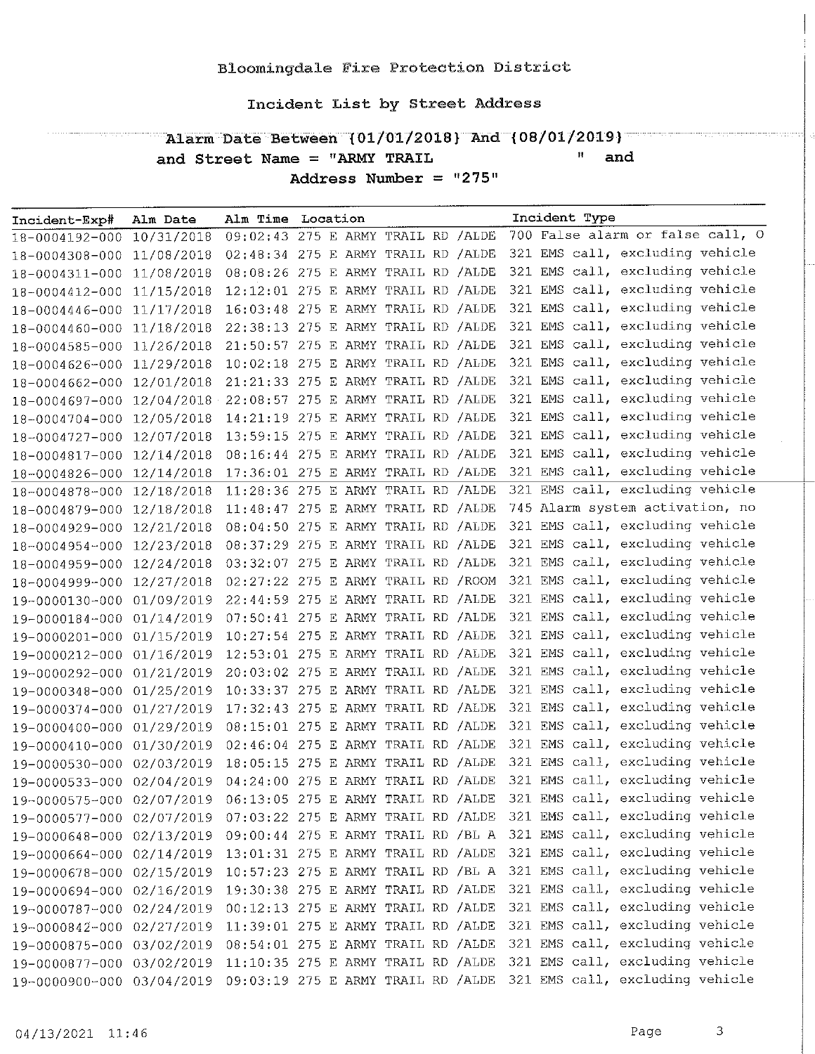# Bloomingdale Fire Protection District

## Incident List by Street Address

**Alarm Date Between {01/01/2018} And {08/01/2019} and Street Name = "ARMY TRAIL " and Address Number = "275"**

| Incident-Exp# | Alm Date | Alm Time | Location | Incident Type |
|---|---|---|---|---|
| 18-0004192-000 | 10/31/2018 | 09:02:43 | 275 E ARMY TRAIL RD /ALDE | 700 False alarm or false call, O |
| 18-0004308-000 | 11/08/2018 | 02:48:34 | 275 E ARMY TRAIL RD /ALDE | 321 EMS call, excluding vehicle |
| 18-0004311-000 | 11/08/2018 | 08:08:26 | 275 E ARMY TRAIL RD /ALDE | 321 EMS call, excluding vehicle |
| 18-0004412-000 | 11/15/2018 | 12:12:01 | 275 E ARMY TRAIL RD /ALDE | 321 EMS call, excluding vehicle |
| 18-0004446-000 | 11/17/2018 | 16:03:48 | 275 E ARMY TRAIL RD /ALDE | 321 EMS call, excluding vehicle |
| 18-0004460-000 | 11/18/2018 | 22:38:13 | 275 E ARMY TRAIL RD /ALDE | 321 EMS call, excluding vehicle |
| 18-0004585-000 | 11/26/2018 | 21:50:57 | 275 E ARMY TRAIL RD /ALDE | 321 EMS call, excluding vehicle |
| 18-0004626-000 | 11/29/2018 | 10:02:18 | 275 E ARMY TRAIL RD /ALDE | 321 EMS call, excluding vehicle |
| 18-0004662-000 | 12/01/2018 | 21:21:33 | 275 E ARMY TRAIL RD /ALDE | 321 EMS call, excluding vehicle |
| 18-0004697-000 | 12/04/2018 | 22:08:57 | 275 E ARMY TRAIL RD /ALDE | 321 EMS call, excluding vehicle |
| 18-0004704-000 | 12/05/2018 | 14:21:19 | 275 E ARMY TRAIL RD /ALDE | 321 EMS call, excluding vehicle |
| 18-0004727-000 | 12/07/2018 | 13:59:15 | 275 E ARMY TRAIL RD /ALDE | 321 EMS call, excluding vehicle |
| 18-0004817-000 | 12/14/2018 | 08:16:44 | 275 E ARMY TRAIL RD /ALDE | 321 EMS call, excluding vehicle |
| 18-0004826-000 | 12/14/2018 | 17:36:01 | 275 E ARMY TRAIL RD /ALDE | 321 EMS call, excluding vehicle |
| 18-0004878-000 | 12/18/2018 | 11:28:36 | 275 E ARMY TRAIL RD /ALDE | 321 EMS call, excluding vehicle |
| 18-0004879-000 | 12/18/2018 | 11:48:47 | 275 E ARMY TRAIL RD /ALDE | 745 Alarm system activation, no |
| 18-0004929-000 | 12/21/2018 | 08:04:50 | 275 E ARMY TRAIL RD /ALDE | 321 EMS call, excluding vehicle |
| 18-0004954-000 | 12/23/2018 | 08:37:29 | 275 E ARMY TRAIL RD /ALDE | 321 EMS call, excluding vehicle |
| 18-0004959-000 | 12/24/2018 | 03:32:07 | 275 E ARMY TRAIL RD /ALDE | 321 EMS call, excluding vehicle |
| 18-0004999-000 | 12/27/2018 | 02:27:22 | 275 E ARMY TRAIL RD /ROOM | 321 EMS call, excluding vehicle |
| 19-0000130-000 | 01/09/2019 | 22:44:59 | 275 E ARMY TRAIL RD /ALDE | 321 EMS call, excluding vehicle |
| 19-0000184-000 | 01/14/2019 | 07:50:41 | 275 E ARMY TRAIL RD /ALDE | 321 EMS call, excluding vehicle |
| 19-0000201-000 | 01/15/2019 | 10:27:54 | 275 E ARMY TRAIL RD /ALDE | 321 EMS call, excluding vehicle |
| 19-0000212-000 | 01/16/2019 | 12:53:01 | 275 E ARMY TRAIL RD /ALDE | 321 EMS call, excluding vehicle |
| 19-0000292-000 | 01/21/2019 | 20:03:02 | 275 E ARMY TRAIL RD /ALDE | 321 EMS call, excluding vehicle |
| 19-0000348-000 | 01/25/2019 | 10:33:37 | 275 E ARMY TRAIL RD /ALDE | 321 EMS call, excluding vehicle |
| 19-0000374-000 | 01/27/2019 | 17:32:43 | 275 E ARMY TRAIL RD /ALDE | 321 EMS call, excluding vehicle |
| 19-0000400-000 | 01/29/2019 | 08:15:01 | 275 E ARMY TRAIL RD /ALDE | 321 EMS call, excluding vehicle |
| 19-0000410-000 | 01/30/2019 | 02:46:04 | 275 E ARMY TRAIL RD /ALDE | 321 EMS call, excluding vehicle |
| 19-0000530-000 | 02/03/2019 | 18:05:15 | 275 E ARMY TRAIL RD /ALDE | 321 EMS call, excluding vehicle |
| 19-0000533-000 | 02/04/2019 | 04:24:00 | 275 E ARMY TRAIL RD /ALDE | 321 EMS call, excluding vehicle |
| 19-0000575-000 | 02/07/2019 | 06:13:05 | 275 E ARMY TRAIL RD /ALDE | 321 EMS call, excluding vehicle |
| 19-0000577-000 | 02/07/2019 | 07:03:22 | 275 E ARMY TRAIL RD /ALDE | 321 EMS call, excluding vehicle |
| 19-0000648-000 | 02/13/2019 | 09:00:44 | 275 E ARMY TRAIL RD /BL A | 321 EMS call, excluding vehicle |
| 19-0000664-000 | 02/14/2019 | 13:01:31 | 275 E ARMY TRAIL RD /ALDE | 321 EMS call, excluding vehicle |
| 19-0000678-000 | 02/15/2019 | 10:57:23 | 275 E ARMY TRAIL RD /BL A | 321 EMS call, excluding vehicle |
| 19-0000694-000 | 02/16/2019 | 19:30:38 | 275 E ARMY TRAIL RD /ALDE | 321 EMS call, excluding vehicle |
| 19-0000787-000 | 02/24/2019 | 00:12:13 | 275 E ARMY TRAIL RD /ALDE | 321 EMS call, excluding vehicle |
| 19-0000842-000 | 02/27/2019 | 11:39:01 | 275 E ARMY TRAIL RD /ALDE | 321 EMS call, excluding vehicle |
| 19-0000875-000 | 03/02/2019 | 08:54:01 | 275 E ARMY TRAIL RD /ALDE | 321 EMS call, excluding vehicle |
| 19-0000877-000 | 03/02/2019 | 11:10:35 | 275 E ARMY TRAIL RD /ALDE | 321 EMS call, excluding vehicle |
| 19-0000900-000 | 03/04/2019 | 09:03:19 | 275 E ARMY TRAIL RD /ALDE | 321 EMS call, excluding vehicle |

04/13/2021 11:46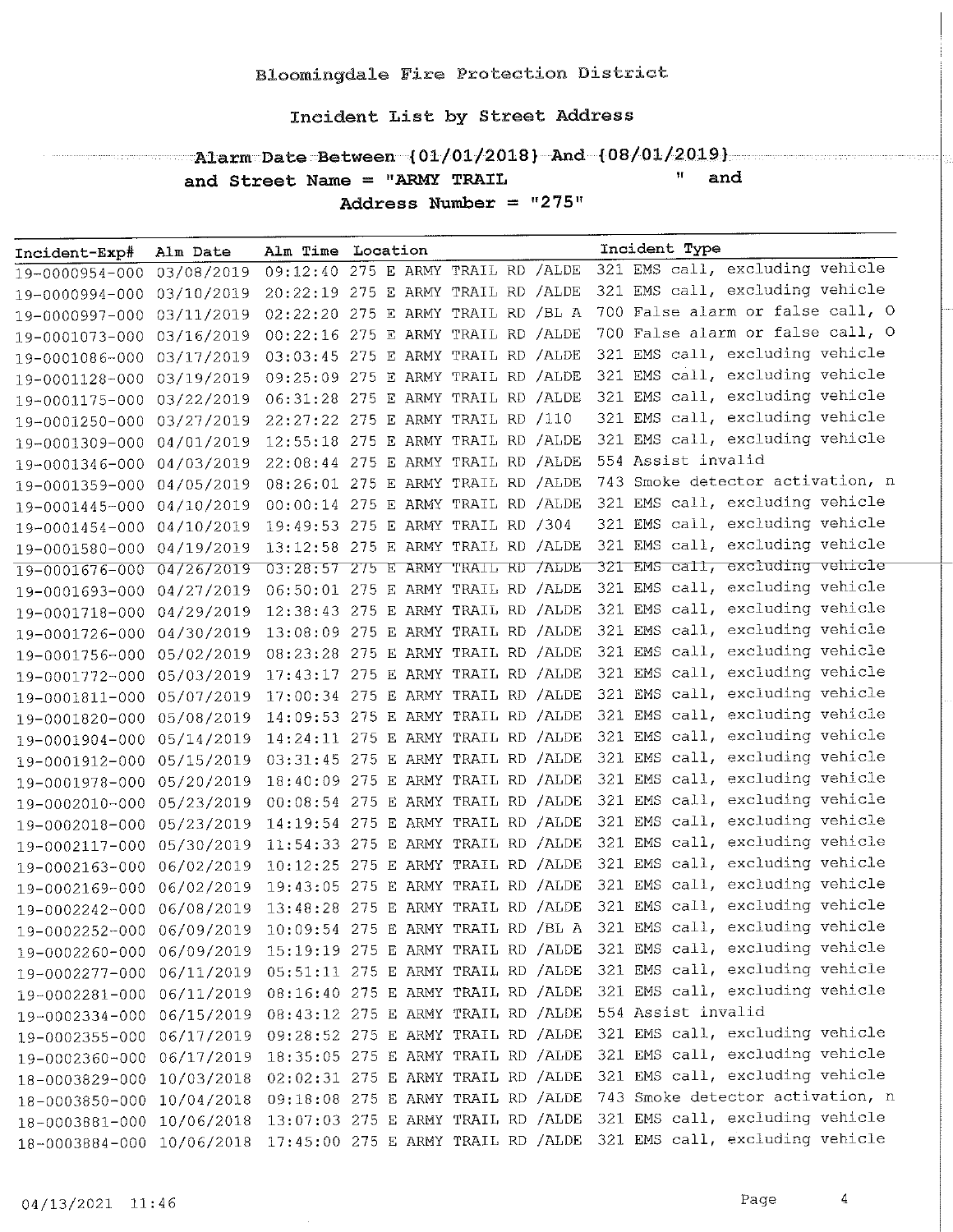# Bloomingdale Fire Protection District

## Incident List by Street Address

### Alarm Date Between {01/01/2018} And {08/01/2019} and Street Name = "ARMY TRAIL " and Address Number = "275"

| Incident-Exp# | Alm Date | Alm Time | Location | Incident Type |
|---|---|---|---|---|
| 19-0000954-000 | 03/08/2019 | 09:12:40 | 275 E ARMY TRAIL RD /ALDE | 321 EMS call, excluding vehicle |
| 19-0000994-000 | 03/10/2019 | 20:22:19 | 275 E ARMY TRAIL RD /ALDE | 321 EMS call, excluding vehicle |
| 19-0000997-000 | 03/11/2019 | 02:22:20 | 275 E ARMY TRAIL RD /BL A | 700 False alarm or false call, O |
| 19-0001073-000 | 03/16/2019 | 00:22:16 | 275 E ARMY TRAIL RD /ALDE | 700 False alarm or false call, O |
| 19-0001086-000 | 03/17/2019 | 03:03:45 | 275 E ARMY TRAIL RD /ALDE | 321 EMS call, excluding vehicle |
| 19-0001128-000 | 03/19/2019 | 09:25:09 | 275 E ARMY TRAIL RD /ALDE | 321 EMS call, excluding vehicle |
| 19-0001175-000 | 03/22/2019 | 06:31:28 | 275 E ARMY TRAIL RD /ALDE | 321 EMS call, excluding vehicle |
| 19-0001250-000 | 03/27/2019 | 22:27:22 | 275 E ARMY TRAIL RD /110 | 321 EMS call, excluding vehicle |
| 19-0001309-000 | 04/01/2019 | 12:55:18 | 275 E ARMY TRAIL RD /ALDE | 321 EMS call, excluding vehicle |
| 19-0001346-000 | 04/03/2019 | 22:08:44 | 275 E ARMY TRAIL RD /ALDE | 554 Assist invalid |
| 19-0001359-000 | 04/05/2019 | 08:26:01 | 275 E ARMY TRAIL RD /ALDE | 743 Smoke detector activation, n |
| 19-0001445-000 | 04/10/2019 | 00:00:14 | 275 E ARMY TRAIL RD /ALDE | 321 EMS call, excluding vehicle |
| 19-0001454-000 | 04/10/2019 | 19:49:53 | 275 E ARMY TRAIL RD /304 | 321 EMS call, excluding vehicle |
| 19-0001580-000 | 04/19/2019 | 13:12:58 | 275 E ARMY TRAIL RD /ALDE | 321 EMS call, excluding vehicle |
| 19-0001676-000 | 04/26/2019 | 03:28:57 | 275 E ARMY TRAIL RD /ALDE | 321 EMS call, excluding vehicle |
| 19-0001693-000 | 04/27/2019 | 06:50:01 | 275 E ARMY TRAIL RD /ALDE | 321 EMS call, excluding vehicle |
| 19-0001718-000 | 04/29/2019 | 12:38:43 | 275 E ARMY TRAIL RD /ALDE | 321 EMS call, excluding vehicle |
| 19-0001726-000 | 04/30/2019 | 13:08:09 | 275 E ARMY TRAIL RD /ALDE | 321 EMS call, excluding vehicle |
| 19-0001756-000 | 05/02/2019 | 08:23:28 | 275 E ARMY TRAIL RD /ALDE | 321 EMS call, excluding vehicle |
| 19-0001772-000 | 05/03/2019 | 17:43:17 | 275 E ARMY TRAIL RD /ALDE | 321 EMS call, excluding vehicle |
| 19-0001811-000 | 05/07/2019 | 17:00:34 | 275 E ARMY TRAIL RD /ALDE | 321 EMS call, excluding vehicle |
| 19-0001820-000 | 05/08/2019 | 14:09:53 | 275 E ARMY TRAIL RD /ALDE | 321 EMS call, excluding vehicle |
| 19-0001904-000 | 05/14/2019 | 14:24:11 | 275 E ARMY TRAIL RD /ALDE | 321 EMS call, excluding vehicle |
| 19-0001912-000 | 05/15/2019 | 03:31:45 | 275 E ARMY TRAIL RD /ALDE | 321 EMS call, excluding vehicle |
| 19-0001978-000 | 05/20/2019 | 18:40:09 | 275 E ARMY TRAIL RD /ALDE | 321 EMS call, excluding vehicle |
| 19-0002010-000 | 05/23/2019 | 00:08:54 | 275 E ARMY TRAIL RD /ALDE | 321 EMS call, excluding vehicle |
| 19-0002018-000 | 05/23/2019 | 14:19:54 | 275 E ARMY TRAIL RD /ALDE | 321 EMS call, excluding vehicle |
| 19-0002117-000 | 05/30/2019 | 11:54:33 | 275 E ARMY TRAIL RD /ALDE | 321 EMS call, excluding vehicle |
| 19-0002163-000 | 06/02/2019 | 10:12:25 | 275 E ARMY TRAIL RD /ALDE | 321 EMS call, excluding vehicle |
| 19-0002169-000 | 06/02/2019 | 19:43:05 | 275 E ARMY TRAIL RD /ALDE | 321 EMS call, excluding vehicle |
| 19-0002242-000 | 06/08/2019 | 13:48:28 | 275 E ARMY TRAIL RD /ALDE | 321 EMS call, excluding vehicle |
| 19-0002252-000 | 06/09/2019 | 10:09:54 | 275 E ARMY TRAIL RD /BL A | 321 EMS call, excluding vehicle |
| 19-0002260-000 | 06/09/2019 | 15:19:19 | 275 E ARMY TRAIL RD /ALDE | 321 EMS call, excluding vehicle |
| 19-0002277-000 | 06/11/2019 | 05:51:11 | 275 E ARMY TRAIL RD /ALDE | 321 EMS call, excluding vehicle |
| 19-0002281-000 | 06/11/2019 | 08:16:40 | 275 E ARMY TRAIL RD /ALDE | 321 EMS call, excluding vehicle |
| 19-0002334-000 | 06/15/2019 | 08:43:12 | 275 E ARMY TRAIL RD /ALDE | 554 Assist invalid |
| 19-0002355-000 | 06/17/2019 | 09:28:52 | 275 E ARMY TRAIL RD /ALDE | 321 EMS call, excluding vehicle |
| 19-0002360-000 | 06/17/2019 | 18:35:05 | 275 E ARMY TRAIL RD /ALDE | 321 EMS call, excluding vehicle |
| 18-0003829-000 | 10/03/2018 | 02:02:31 | 275 E ARMY TRAIL RD /ALDE | 321 EMS call, excluding vehicle |
| 18-0003850-000 | 10/04/2018 | 09:18:08 | 275 E ARMY TRAIL RD /ALDE | 743 Smoke detector activation, n |
| 18-0003881-000 | 10/06/2018 | 13:07:03 | 275 E ARMY TRAIL RD /ALDE | 321 EMS call, excluding vehicle |
| 18-0003884-000 | 10/06/2018 | 17:45:00 | 275 E ARMY TRAIL RD /ALDE | 321 EMS call, excluding vehicle |

04/13/2021 11:46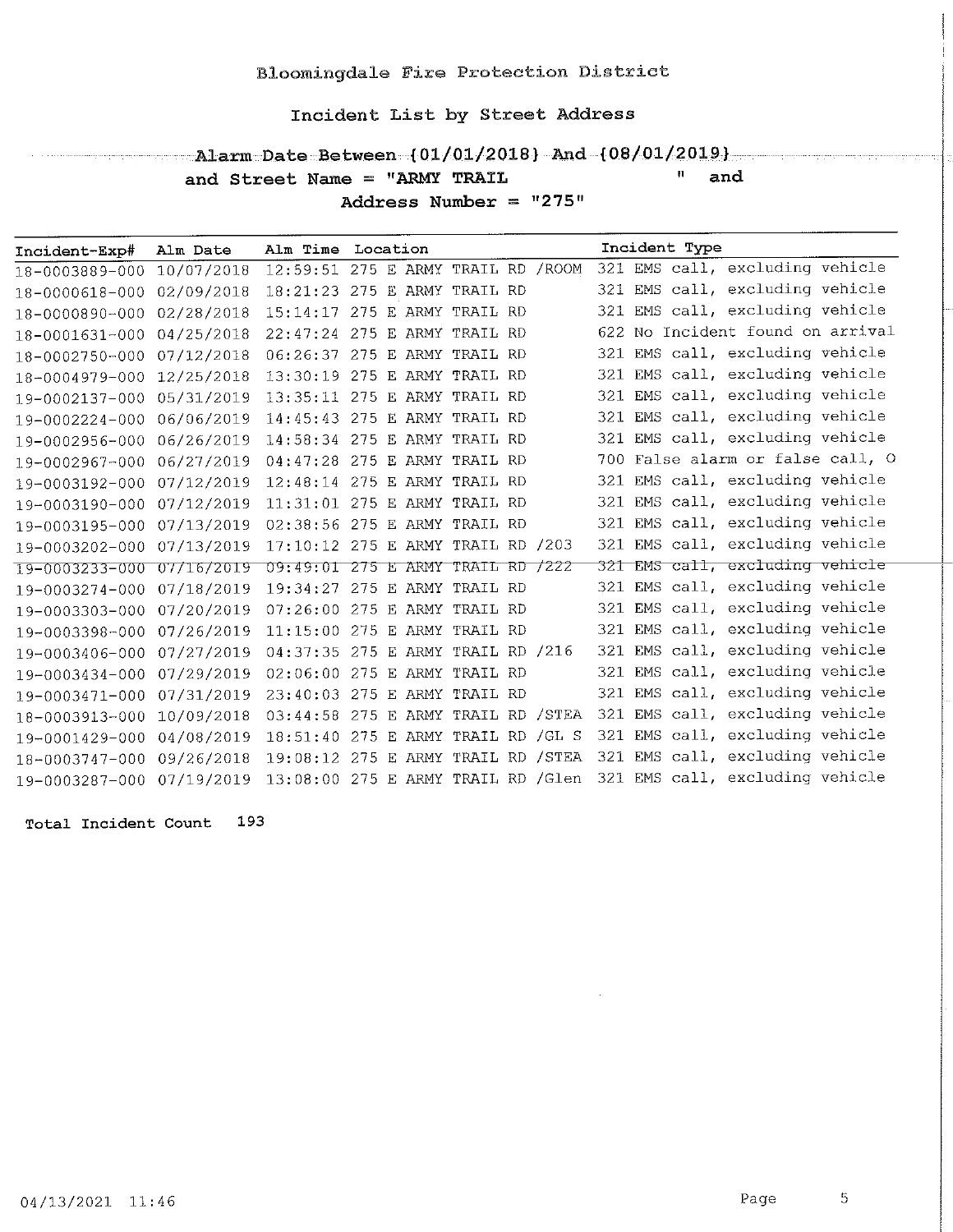Bloomingdale Fire Protection District

Incident List by Street Address

Alarm Date Between {01/01/2018} And {08/01/2019}
and Street Name = "ARMY TRAIL " and
Address Number = "275"

| Incident-Exp# | Alm Date | Alm Time | Location | Incident Type |
|---|---|---|---|---|
| 18-0003889-000 | 10/07/2018 | 12:59:51 | 275 E ARMY TRAIL RD /ROOM | 321 EMS call, excluding vehicle |
| 18-0000618-000 | 02/09/2018 | 18:21:23 | 275 E ARMY TRAIL RD | 321 EMS call, excluding vehicle |
| 18-0000890-000 | 02/28/2018 | 15:14:17 | 275 E ARMY TRAIL RD | 321 EMS call, excluding vehicle |
| 18-0001631-000 | 04/25/2018 | 22:47:24 | 275 E ARMY TRAIL RD | 622 No Incident found on arrival |
| 18-0002750-000 | 07/12/2018 | 06:26:37 | 275 E ARMY TRAIL RD | 321 EMS call, excluding vehicle |
| 18-0004979-000 | 12/25/2018 | 13:30:19 | 275 E ARMY TRAIL RD | 321 EMS call, excluding vehicle |
| 19-0002137-000 | 05/31/2019 | 13:35:11 | 275 E ARMY TRAIL RD | 321 EMS call, excluding vehicle |
| 19-0002224-000 | 06/06/2019 | 14:45:43 | 275 E ARMY TRAIL RD | 321 EMS call, excluding vehicle |
| 19-0002956-000 | 06/26/2019 | 14:58:34 | 275 E ARMY TRAIL RD | 321 EMS call, excluding vehicle |
| 19-0002967-000 | 06/27/2019 | 04:47:28 | 275 E ARMY TRAIL RD | 700 False alarm or false call, O |
| 19-0003192-000 | 07/12/2019 | 12:48:14 | 275 E ARMY TRAIL RD | 321 EMS call, excluding vehicle |
| 19-0003190-000 | 07/12/2019 | 11:31:01 | 275 E ARMY TRAIL RD | 321 EMS call, excluding vehicle |
| 19-0003195-000 | 07/13/2019 | 02:38:56 | 275 E ARMY TRAIL RD | 321 EMS call, excluding vehicle |
| 19-0003202-000 | 07/13/2019 | 17:10:12 | 275 E ARMY TRAIL RD /203 | 321 EMS call, excluding vehicle |
| 19-0003233-000 | 07/16/2019 | 09:49:01 | 275 E ARMY TRAIL RD /222 | 321 EMS call, excluding vehicle |
| 19-0003274-000 | 07/18/2019 | 19:34:27 | 275 E ARMY TRAIL RD | 321 EMS call, excluding vehicle |
| 19-0003303-000 | 07/20/2019 | 07:26:00 | 275 E ARMY TRAIL RD | 321 EMS call, excluding vehicle |
| 19-0003398-000 | 07/26/2019 | 11:15:00 | 275 E ARMY TRAIL RD | 321 EMS call, excluding vehicle |
| 19-0003406-000 | 07/27/2019 | 04:37:35 | 275 E ARMY TRAIL RD /216 | 321 EMS call, excluding vehicle |
| 19-0003434-000 | 07/29/2019 | 02:06:00 | 275 E ARMY TRAIL RD | 321 EMS call, excluding vehicle |
| 19-0003471-000 | 07/31/2019 | 23:40:03 | 275 E ARMY TRAIL RD | 321 EMS call, excluding vehicle |
| 18-0003913-000 | 10/09/2018 | 03:44:58 | 275 E ARMY TRAIL RD /STEA | 321 EMS call, excluding vehicle |
| 19-0001429-000 | 04/08/2019 | 18:51:40 | 275 E ARMY TRAIL RD /GL S | 321 EMS call, excluding vehicle |
| 18-0003747-000 | 09/26/2018 | 19:08:12 | 275 E ARMY TRAIL RD /STEA | 321 EMS call, excluding vehicle |
| 19-0003287-000 | 07/19/2019 | 13:08:00 | 275 E ARMY TRAIL RD /Glen | 321 EMS call, excluding vehicle |

**Total Incident Count 193**

04/13/2021 11:46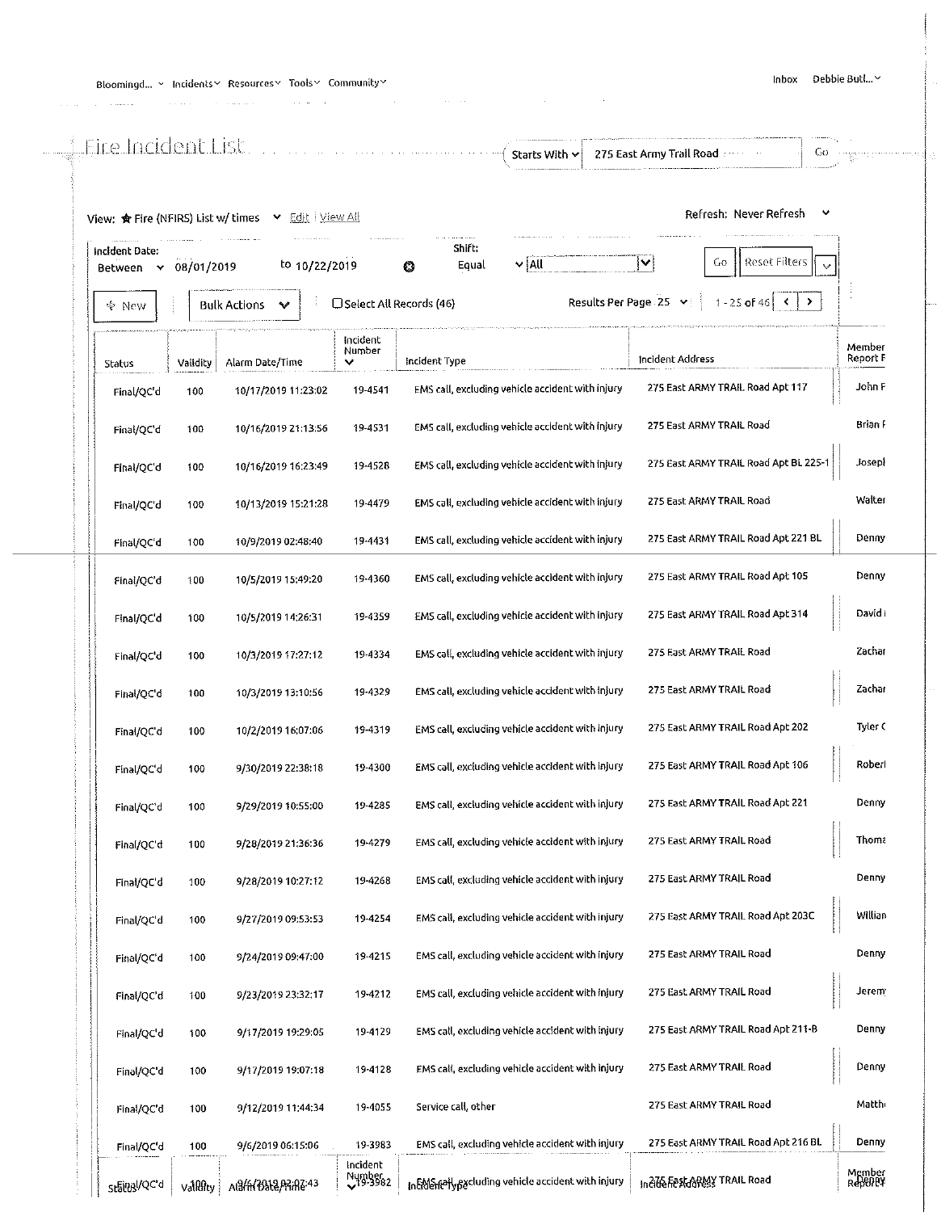Bloomingd... Incidents Resources Tools Community | Inbox Debbie Butl...

# Fire Incident List

Starts With | 275 East Army Trail Road | Go

View: ★ Fire (NFIRS) List w/ times | Edit | View All

Refresh: Never Refresh

Incident Date: Between 08/01/2019 to 10/22/2019

Shift: Equal All

Go | Reset Filters

New | Bulk Actions | Select All Records (46)

Results Per Page 25 | 1 - 25 of 46

| Status | Validity | Alarm Date/Time | Incident Number | Incident Type | Incident Address | Member Report F |
|---|---|---|---|---|---|---|
| Final/QC'd | 100 | 10/17/2019 11:23:02 | 19-4541 | EMS call, excluding vehicle accident with injury | 275 East ARMY TRAIL Road Apt 117 | John F |
| Final/QC'd | 100 | 10/16/2019 21:13:56 | 19-4531 | EMS call, excluding vehicle accident with injury | 275 East ARMY TRAIL Road | Brian F |
| Final/QC'd | 100 | 10/16/2019 16:23:49 | 19-4528 | EMS call, excluding vehicle accident with injury | 275 East ARMY TRAIL Road Apt BL 225-1 | Josepl |
| Final/QC'd | 100 | 10/13/2019 15:21:28 | 19-4479 | EMS call, excluding vehicle accident with injury | 275 East ARMY TRAIL Road | Walter |
| Final/QC'd | 100 | 10/9/2019 02:48:40 | 19-4431 | EMS call, excluding vehicle accident with injury | 275 East ARMY TRAIL Road Apt 221 BL | Denny |
| Final/QC'd | 100 | 10/5/2019 15:49:20 | 19-4360 | EMS call, excluding vehicle accident with injury | 275 East ARMY TRAIL Road Apt 105 | Denny |
| Final/QC'd | 100 | 10/5/2019 14:26:31 | 19-4359 | EMS call, excluding vehicle accident with injury | 275 East ARMY TRAIL Road Apt 314 | David |
| Final/QC'd | 100 | 10/3/2019 17:27:12 | 19-4334 | EMS call, excluding vehicle accident with injury | 275 East ARMY TRAIL Road | Zachar |
| Final/QC'd | 100 | 10/3/2019 13:10:56 | 19-4329 | EMS call, excluding vehicle accident with injury | 275 East ARMY TRAIL Road | Zachar |
| Final/QC'd | 100 | 10/2/2019 16:07:06 | 19-4319 | EMS call, excluding vehicle accident with injury | 275 East ARMY TRAIL Road Apt 202 | Tyler C |
| Final/QC'd | 100 | 9/30/2019 22:38:18 | 19-4300 | EMS call, excluding vehicle accident with injury | 275 East ARMY TRAIL Road Apt 106 | Robert |
| Final/QC'd | 100 | 9/29/2019 10:55:00 | 19-4285 | EMS call, excluding vehicle accident with injury | 275 East ARMY TRAIL Road Apt 221 | Denny |
| Final/QC'd | 100 | 9/28/2019 21:36:36 | 19-4279 | EMS call, excluding vehicle accident with injury | 275 East ARMY TRAIL Road | Thoma |
| Final/QC'd | 100 | 9/28/2019 10:27:12 | 19-4268 | EMS call, excluding vehicle accident with injury | 275 East ARMY TRAIL Road | Denny |
| Final/QC'd | 100 | 9/27/2019 09:53:53 | 19-4254 | EMS call, excluding vehicle accident with injury | 275 East ARMY TRAIL Road Apt 203C | William |
| Final/QC'd | 100 | 9/24/2019 09:47:00 | 19-4215 | EMS call, excluding vehicle accident with injury | 275 East ARMY TRAIL Road | Denny |
| Final/QC'd | 100 | 9/23/2019 23:32:17 | 19-4212 | EMS call, excluding vehicle accident with injury | 275 East ARMY TRAIL Road | Jerem |
| Final/QC'd | 100 | 9/17/2019 19:29:05 | 19-4129 | EMS call, excluding vehicle accident with injury | 275 East ARMY TRAIL Road Apt 211-B | Denny |
| Final/QC'd | 100 | 9/17/2019 19:07:18 | 19-4128 | EMS call, excluding vehicle accident with injury | 275 East ARMY TRAIL Road | Denny |
| Final/QC'd | 100 | 9/12/2019 11:44:34 | 19-4055 | Service call, other | 275 East ARMY TRAIL Road | Matth |
| Final/QC'd | 100 | 9/6/2019 06:15:06 | 19-3983 | EMS call, excluding vehicle accident with injury | 275 East ARMY TRAIL Road Apt 216 BL | Denny |
| Final/QC'd | 100 | 9/6/2019 02:07:43 | 19-3982 | EMS call, excluding vehicle accident with injury | 275 East ARMY TRAIL Road | Denny |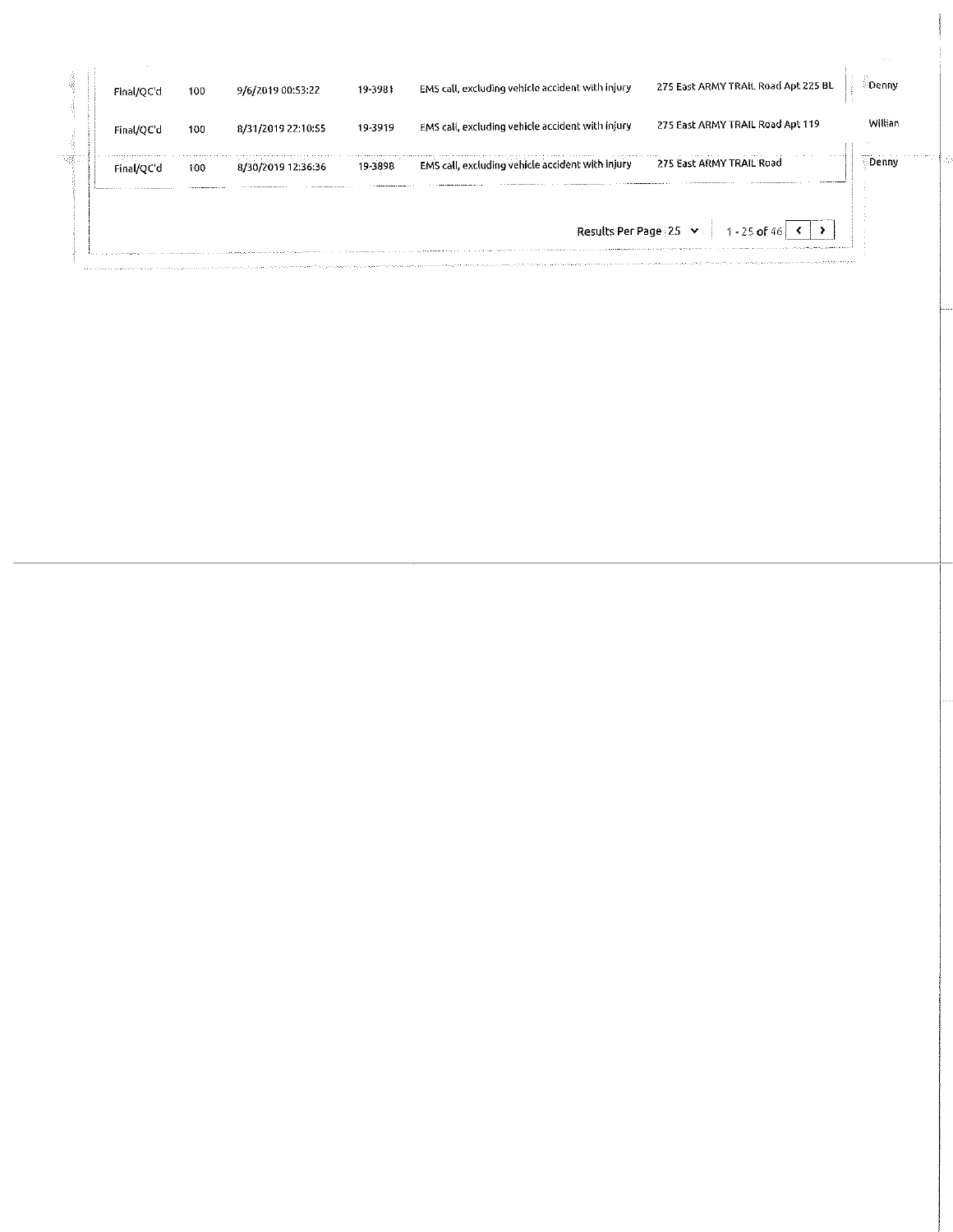| | | | | | | |
|---|---|---|---|---|---|---|
| Final/QC'd | 100 | 9/6/2019 00:53:22 | 19-3981 | EMS call, excluding vehicle accident with injury | 275 East ARMY TRAIL Road Apt 225 BL | Denny |
| Final/QC'd | 100 | 8/31/2019 22:10:55 | 19-3919 | EMS call, excluding vehicle accident with injury | 275 East ARMY TRAIL Road Apt 119 | Willian |
| Final/QC'd | 100 | 8/30/2019 12:36:36 | 19-3898 | EMS call, excluding vehicle accident with injury | 275 East ARMY TRAIL Road | Denny |

Results Per Page 25 ⌄ 1 - 25 of 46 < >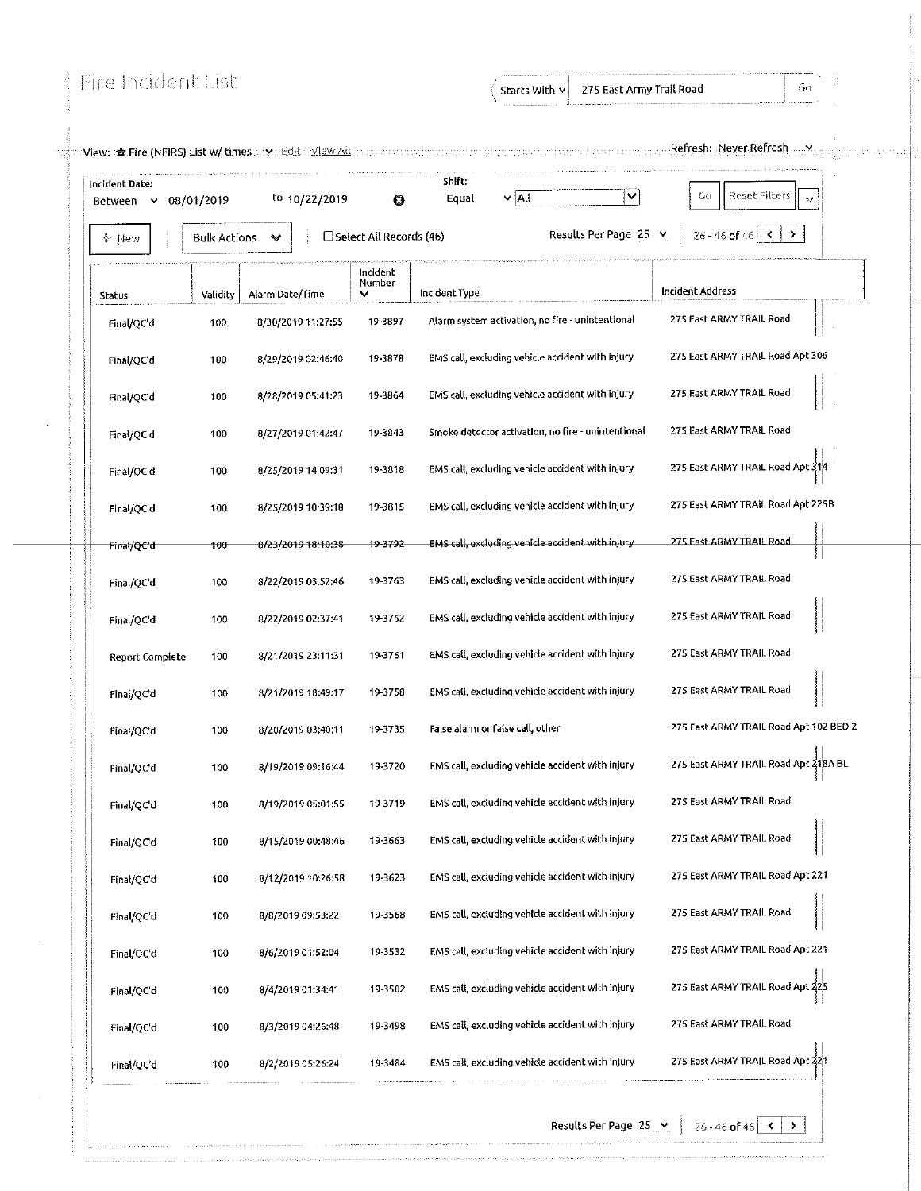# Fire Incident List

Starts With 275 East Army Trail Road Go

View: Fire (NFIRS) List w/ times Edit | View All

Refresh: Never Refresh

Incident Date: Between 08/01/2019 to 10/22/2019

Shift: Equal All

Go Reset Filters

New | Bulk Actions | Select All Records (46)

Results Per Page 25 | 26 - 46 of 46

| Status | Validity | Alarm Date/Time | Incident Number | Incident Type | Incident Address |
|---|---|---|---|---|---|
| Final/QC'd | 100 | 8/30/2019 11:27:55 | 19-3897 | Alarm system activation, no fire - unintentional | 275 East ARMY TRAIL Road |
| Final/QC'd | 100 | 8/29/2019 02:46:40 | 19-3878 | EMS call, excluding vehicle accident with injury | 275 East ARMY TRAIL Road Apt 306 |
| Final/QC'd | 100 | 8/28/2019 05:41:23 | 19-3864 | EMS call, excluding vehicle accident with injury | 275 East ARMY TRAIL Road |
| Final/QC'd | 100 | 8/27/2019 01:42:47 | 19-3843 | Smoke detector activation, no fire - unintentional | 275 East ARMY TRAIL Road |
| Final/QC'd | 100 | 8/25/2019 14:09:31 | 19-3818 | EMS call, excluding vehicle accident with injury | 275 East ARMY TRAIL Road Apt 314 |
| Final/QC'd | 100 | 8/25/2019 10:39:18 | 19-3815 | EMS call, excluding vehicle accident with injury | 275 East ARMY TRAIL Road Apt 225B |
| Final/QC'd | 100 | 8/23/2019 18:10:38 | 19-3792 | EMS call, excluding vehicle accident with injury | 275 East ARMY TRAIL Road |
| Final/QC'd | 100 | 8/22/2019 03:52:46 | 19-3763 | EMS call, excluding vehicle accident with injury | 275 East ARMY TRAIL Road |
| Final/QC'd | 100 | 8/22/2019 02:37:41 | 19-3762 | EMS call, excluding vehicle accident with injury | 275 East ARMY TRAIL Road |
| Report Complete | 100 | 8/21/2019 23:11:31 | 19-3761 | EMS call, excluding vehicle accident with injury | 275 East ARMY TRAIL Road |
| Final/QC'd | 100 | 8/21/2019 18:49:17 | 19-3758 | EMS call, excluding vehicle accident with injury | 275 East ARMY TRAIL Road |
| Final/QC'd | 100 | 8/20/2019 03:40:11 | 19-3735 | False alarm or false call, other | 275 East ARMY TRAIL Road Apt 102 BED 2 |
| Final/QC'd | 100 | 8/19/2019 09:16:44 | 19-3720 | EMS call, excluding vehicle accident with injury | 275 East ARMY TRAIL Road Apt 218A BL |
| Final/QC'd | 100 | 8/19/2019 05:01:55 | 19-3719 | EMS call, excluding vehicle accident with injury | 275 East ARMY TRAIL Road |
| Final/QC'd | 100 | 8/15/2019 00:48:46 | 19-3663 | EMS call, excluding vehicle accident with injury | 275 East ARMY TRAIL Road |
| Final/QC'd | 100 | 8/12/2019 10:26:58 | 19-3623 | EMS call, excluding vehicle accident with injury | 275 East ARMY TRAIL Road Apt 221 |
| Final/QC'd | 100 | 8/8/2019 09:53:22 | 19-3568 | EMS call, excluding vehicle accident with injury | 275 East ARMY TRAIL Road |
| Final/QC'd | 100 | 8/6/2019 01:52:04 | 19-3532 | EMS call, excluding vehicle accident with injury | 275 East ARMY TRAIL Road Apt 221 |
| Final/QC'd | 100 | 8/4/2019 01:34:41 | 19-3502 | EMS call, excluding vehicle accident with injury | 275 East ARMY TRAIL Road Apt 225 |
| Final/QC'd | 100 | 8/3/2019 04:26:48 | 19-3498 | EMS call, excluding vehicle accident with injury | 275 East ARMY TRAIL Road |
| Final/QC'd | 100 | 8/2/2019 05:26:24 | 19-3484 | EMS call, excluding vehicle accident with injury | 275 East ARMY TRAIL Road Apt 221 |

Results Per Page 25 | 26 - 46 of 46